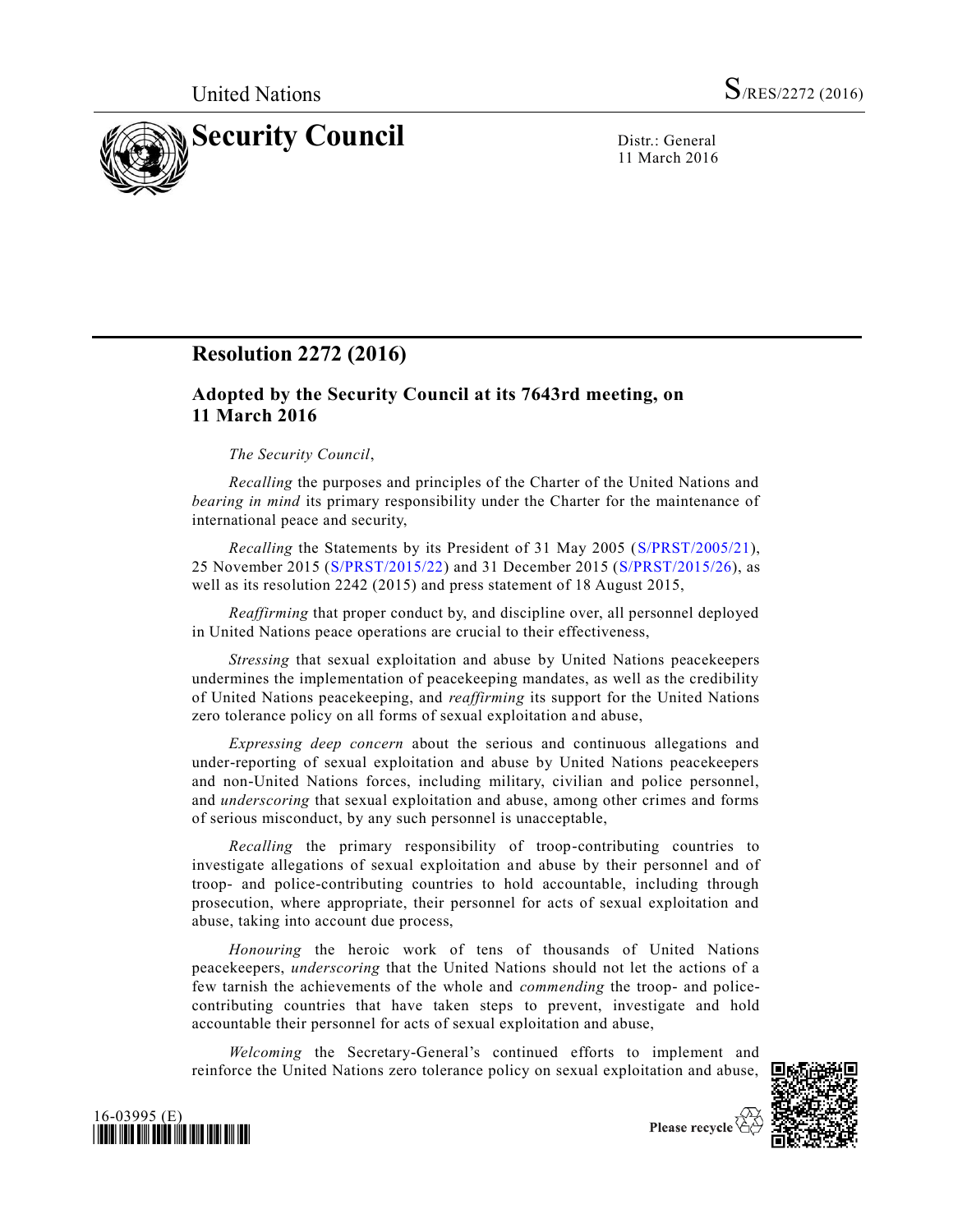United Nations

S/RES/2272 (2016)

# Security Council

Distr.: General
11 March 2016

## Resolution 2272 (2016)

### Adopted by the Security Council at its 7643rd meeting, on 11 March 2016

*The Security Council*,

*Recalling* the purposes and principles of the Charter of the United Nations and *bearing in mind* its primary responsibility under the Charter for the maintenance of international peace and security,

*Recalling* the Statements by its President of 31 May 2005 (S/PRST/2005/21), 25 November 2015 (S/PRST/2015/22) and 31 December 2015 (S/PRST/2015/26), as well as its resolution 2242 (2015) and press statement of 18 August 2015,

*Reaffirming* that proper conduct by, and discipline over, all personnel deployed in United Nations peace operations are crucial to their effectiveness,

*Stressing* that sexual exploitation and abuse by United Nations peacekeepers undermines the implementation of peacekeeping mandates, as well as the credibility of United Nations peacekeeping, and *reaffirming* its support for the United Nations zero tolerance policy on all forms of sexual exploitation and abuse,

*Expressing deep concern* about the serious and continuous allegations and under-reporting of sexual exploitation and abuse by United Nations peacekeepers and non-United Nations forces, including military, civilian and police personnel, and *underscoring* that sexual exploitation and abuse, among other crimes and forms of serious misconduct, by any such personnel is unacceptable,

*Recalling* the primary responsibility of troop-contributing countries to investigate allegations of sexual exploitation and abuse by their personnel and of troop- and police-contributing countries to hold accountable, including through prosecution, where appropriate, their personnel for acts of sexual exploitation and abuse, taking into account due process,

*Honouring* the heroic work of tens of thousands of United Nations peacekeepers, *underscoring* that the United Nations should not let the actions of a few tarnish the achievements of the whole and *commending* the troop- and police-contributing countries that have taken steps to prevent, investigate and hold accountable their personnel for acts of sexual exploitation and abuse,

*Welcoming* the Secretary-General's continued efforts to implement and reinforce the United Nations zero tolerance policy on sexual exploitation and abuse,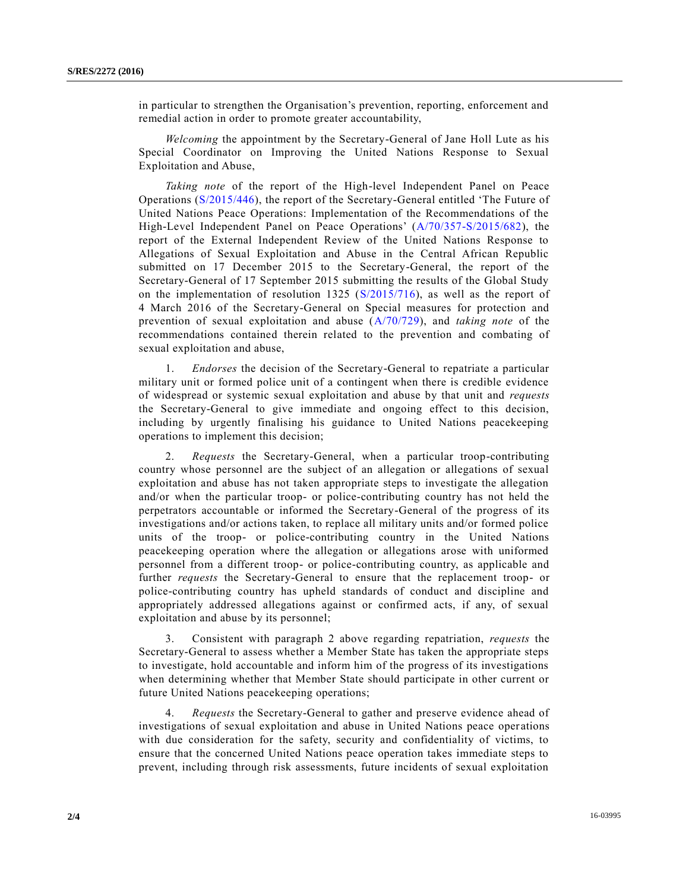in particular to strengthen the Organisation's prevention, reporting, enforcement and remedial action in order to promote greater accountability,

*Welcoming* the appointment by the Secretary-General of Jane Holl Lute as his Special Coordinator on Improving the United Nations Response to Sexual Exploitation and Abuse,

*Taking note* of the report of the High-level Independent Panel on Peace Operations (S/2015/446), the report of the Secretary-General entitled 'The Future of United Nations Peace Operations: Implementation of the Recommendations of the High-Level Independent Panel on Peace Operations' (A/70/357-S/2015/682), the report of the External Independent Review of the United Nations Response to Allegations of Sexual Exploitation and Abuse in the Central African Republic submitted on 17 December 2015 to the Secretary-General, the report of the Secretary-General of 17 September 2015 submitting the results of the Global Study on the implementation of resolution 1325 (S/2015/716), as well as the report of 4 March 2016 of the Secretary-General on Special measures for protection and prevention of sexual exploitation and abuse (A/70/729), and *taking note* of the recommendations contained therein related to the prevention and combating of sexual exploitation and abuse,

1. *Endorses* the decision of the Secretary-General to repatriate a particular military unit or formed police unit of a contingent when there is credible evidence of widespread or systemic sexual exploitation and abuse by that unit and *requests* the Secretary-General to give immediate and ongoing effect to this decision, including by urgently finalising his guidance to United Nations peacekeeping operations to implement this decision;

2. *Requests* the Secretary-General, when a particular troop-contributing country whose personnel are the subject of an allegation or allegations of sexual exploitation and abuse has not taken appropriate steps to investigate the allegation and/or when the particular troop- or police-contributing country has not held the perpetrators accountable or informed the Secretary-General of the progress of its investigations and/or actions taken, to replace all military units and/or formed police units of the troop- or police-contributing country in the United Nations peacekeeping operation where the allegation or allegations arose with uniformed personnel from a different troop- or police-contributing country, as applicable and further *requests* the Secretary-General to ensure that the replacement troop- or police-contributing country has upheld standards of conduct and discipline and appropriately addressed allegations against or confirmed acts, if any, of sexual exploitation and abuse by its personnel;

3. Consistent with paragraph 2 above regarding repatriation, *requests* the Secretary-General to assess whether a Member State has taken the appropriate steps to investigate, hold accountable and inform him of the progress of its investigations when determining whether that Member State should participate in other current or future United Nations peacekeeping operations;

4. *Requests* the Secretary-General to gather and preserve evidence ahead of investigations of sexual exploitation and abuse in United Nations peace operations with due consideration for the safety, security and confidentiality of victims, to ensure that the concerned United Nations peace operation takes immediate steps to prevent, including through risk assessments, future incidents of sexual exploitation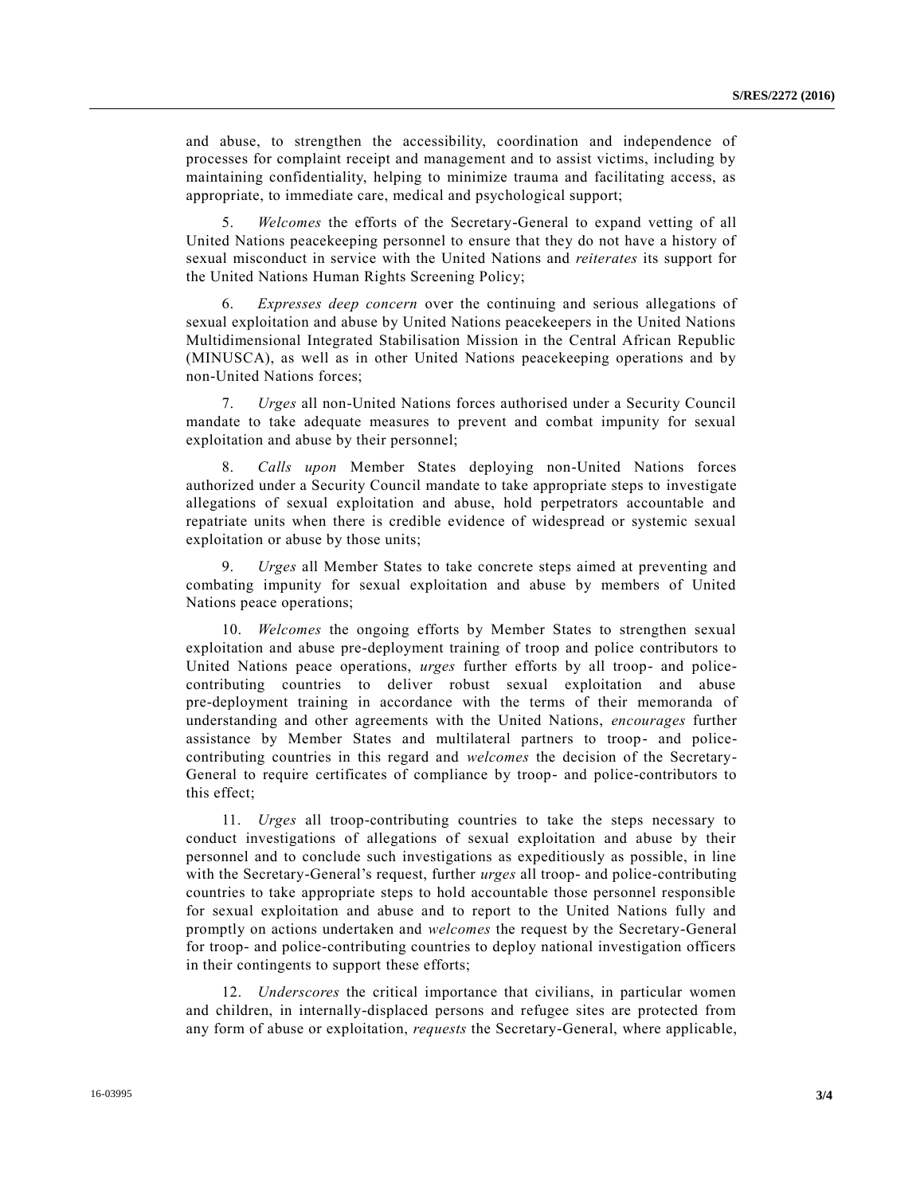and abuse, to strengthen the accessibility, coordination and independence of processes for complaint receipt and management and to assist victims, including by maintaining confidentiality, helping to minimize trauma and facilitating access, as appropriate, to immediate care, medical and psychological support;

5. *Welcomes* the efforts of the Secretary-General to expand vetting of all United Nations peacekeeping personnel to ensure that they do not have a history of sexual misconduct in service with the United Nations and *reiterates* its support for the United Nations Human Rights Screening Policy;

6. *Expresses deep concern* over the continuing and serious allegations of sexual exploitation and abuse by United Nations peacekeepers in the United Nations Multidimensional Integrated Stabilisation Mission in the Central African Republic (MINUSCA), as well as in other United Nations peacekeeping operations and by non-United Nations forces;

7. *Urges* all non-United Nations forces authorised under a Security Council mandate to take adequate measures to prevent and combat impunity for sexual exploitation and abuse by their personnel;

8. *Calls upon* Member States deploying non-United Nations forces authorized under a Security Council mandate to take appropriate steps to investigate allegations of sexual exploitation and abuse, hold perpetrators accountable and repatriate units when there is credible evidence of widespread or systemic sexual exploitation or abuse by those units;

9. *Urges* all Member States to take concrete steps aimed at preventing and combating impunity for sexual exploitation and abuse by members of United Nations peace operations;

10. *Welcomes* the ongoing efforts by Member States to strengthen sexual exploitation and abuse pre-deployment training of troop and police contributors to United Nations peace operations, *urges* further efforts by all troop- and police-contributing countries to deliver robust sexual exploitation and abuse pre-deployment training in accordance with the terms of their memoranda of understanding and other agreements with the United Nations, *encourages* further assistance by Member States and multilateral partners to troop- and police-contributing countries in this regard and *welcomes* the decision of the Secretary-General to require certificates of compliance by troop- and police-contributors to this effect;

11. *Urges* all troop-contributing countries to take the steps necessary to conduct investigations of allegations of sexual exploitation and abuse by their personnel and to conclude such investigations as expeditiously as possible, in line with the Secretary-General's request, further *urges* all troop- and police-contributing countries to take appropriate steps to hold accountable those personnel responsible for sexual exploitation and abuse and to report to the United Nations fully and promptly on actions undertaken and *welcomes* the request by the Secretary-General for troop- and police-contributing countries to deploy national investigation officers in their contingents to support these efforts;

12. *Underscores* the critical importance that civilians, in particular women and children, in internally-displaced persons and refugee sites are protected from any form of abuse or exploitation, *requests* the Secretary-General, where applicable,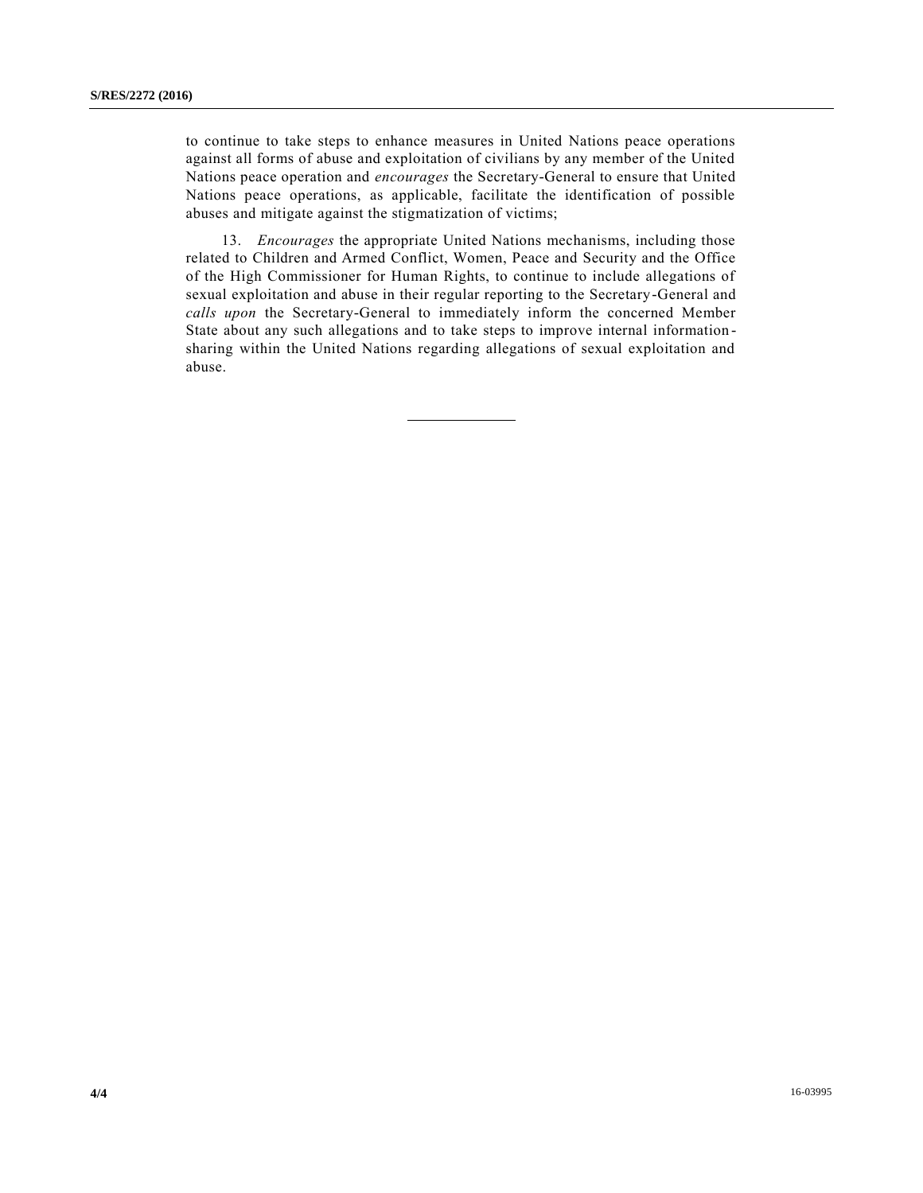to continue to take steps to enhance measures in United Nations peace operations against all forms of abuse and exploitation of civilians by any member of the United Nations peace operation and *encourages* the Secretary-General to ensure that United Nations peace operations, as applicable, facilitate the identification of possible abuses and mitigate against the stigmatization of victims;

13. *Encourages* the appropriate United Nations mechanisms, including those related to Children and Armed Conflict, Women, Peace and Security and the Office of the High Commissioner for Human Rights, to continue to include allegations of sexual exploitation and abuse in their regular reporting to the Secretary-General and *calls upon* the Secretary-General to immediately inform the concerned Member State about any such allegations and to take steps to improve internal information-sharing within the United Nations regarding allegations of sexual exploitation and abuse.